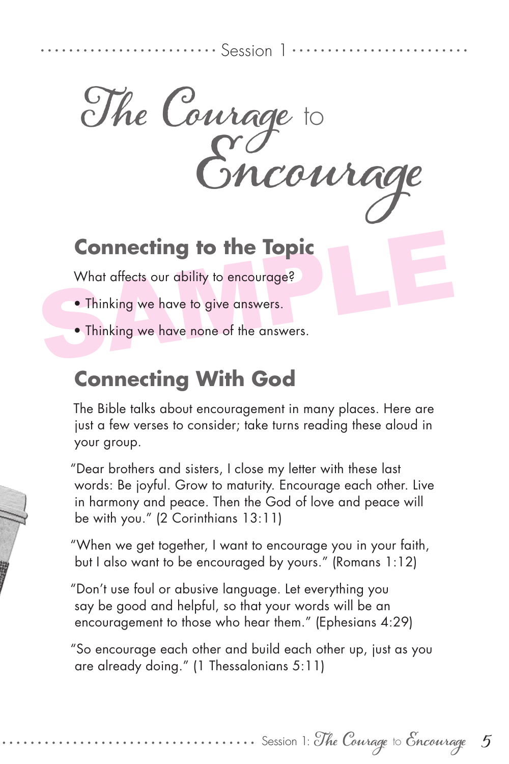Session 1

# The Courage to Encourage

## Connecting to the Topic

What affects our ability to encourage?

- Thinking we have to give answers.
- Thinking we have none of the answers.

## Connecting With God

The Bible talks about encouragement in many places. Here are just a few verses to consider; take turns reading these aloud in your group.

"Dear brothers and sisters, I close my letter with these last words: Be joyful. Grow to maturity. Encourage each other. Live in harmony and peace. Then the God of love and peace will be with you." (2 Corinthians 13:11)

"When we get together, I want to encourage you in your faith, but I also want to be encouraged by yours." (Romans 1:12)

"Don't use foul or abusive language. Let everything you say be good and helpful, so that your words will be an encouragement to those who hear them." (Ephesians 4:29)

"So encourage each other and build each other up, just as you are already doing." (1 Thessalonians 5:11)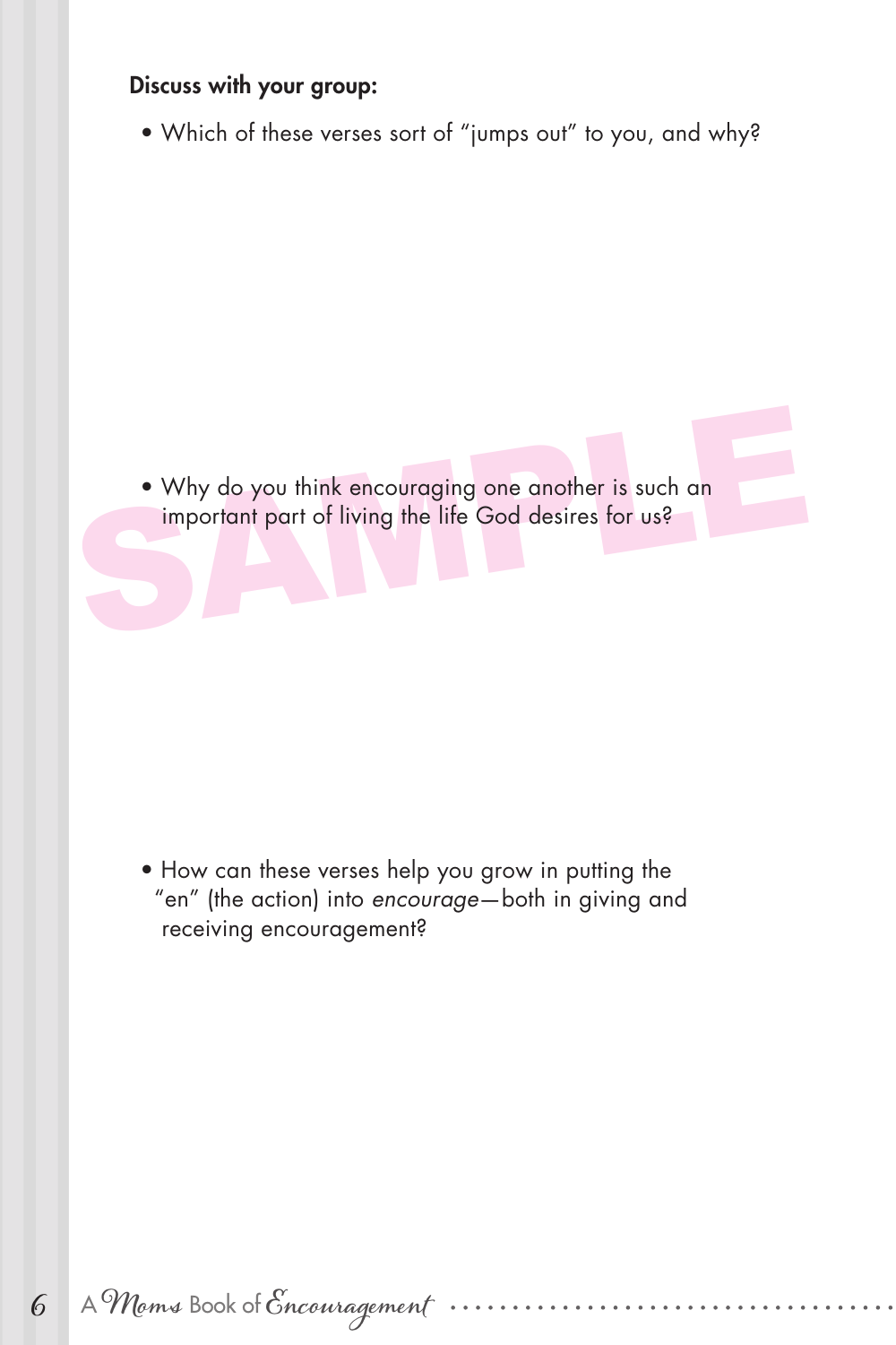**Discuss with your group:**

- Which of these verses sort of "jumps out" to you, and why?

- Why do you think encouraging one another is such an important part of living the life God desires for us?

- How can these verses help you grow in putting the "en" (the action) into *encourage*—both in giving and receiving encouragement?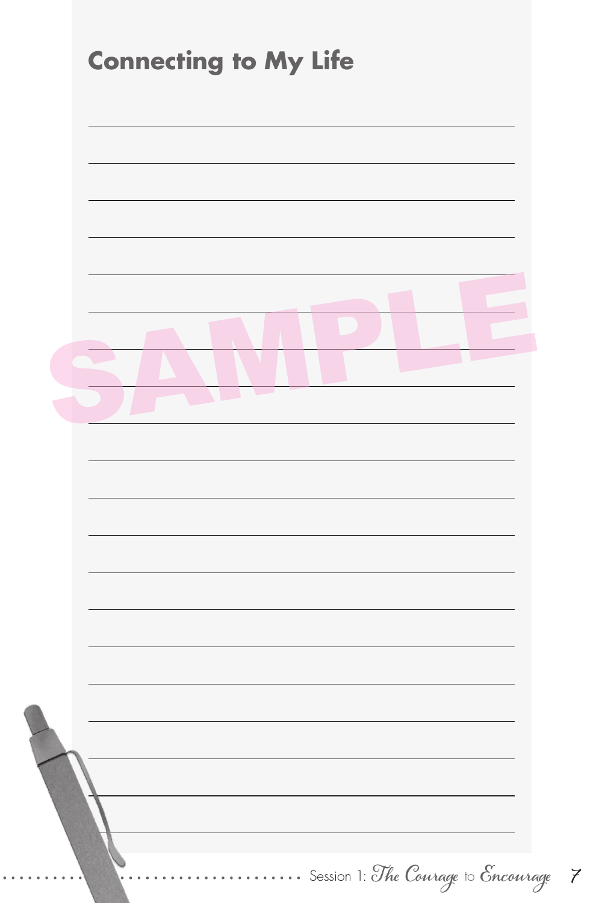## Connecting to My Life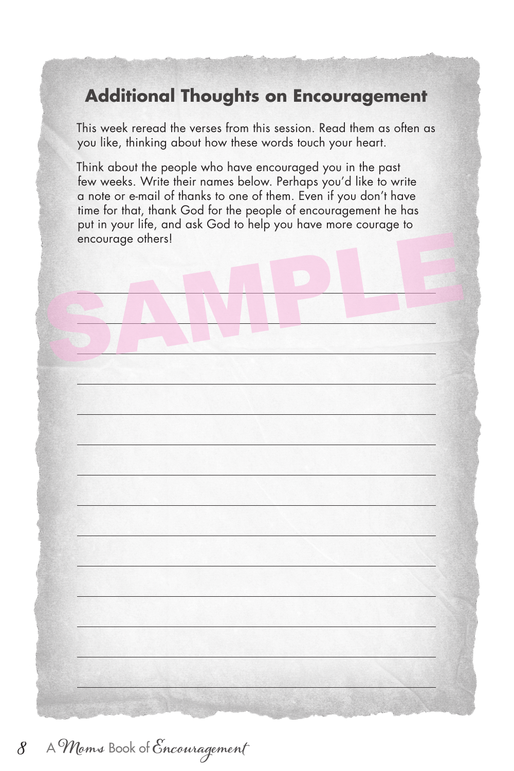## Additional Thoughts on Encouragement

This week reread the verses from this session. Read them as often as you like, thinking about how these words touch your heart.

Think about the people who have encouraged you in the past few weeks. Write their names below. Perhaps you'd like to write a note or e-mail of thanks to one of them. Even if you don't have time for that, thank God for the people of encouragement he has put in your life, and ask God to help you have more courage to encourage others!